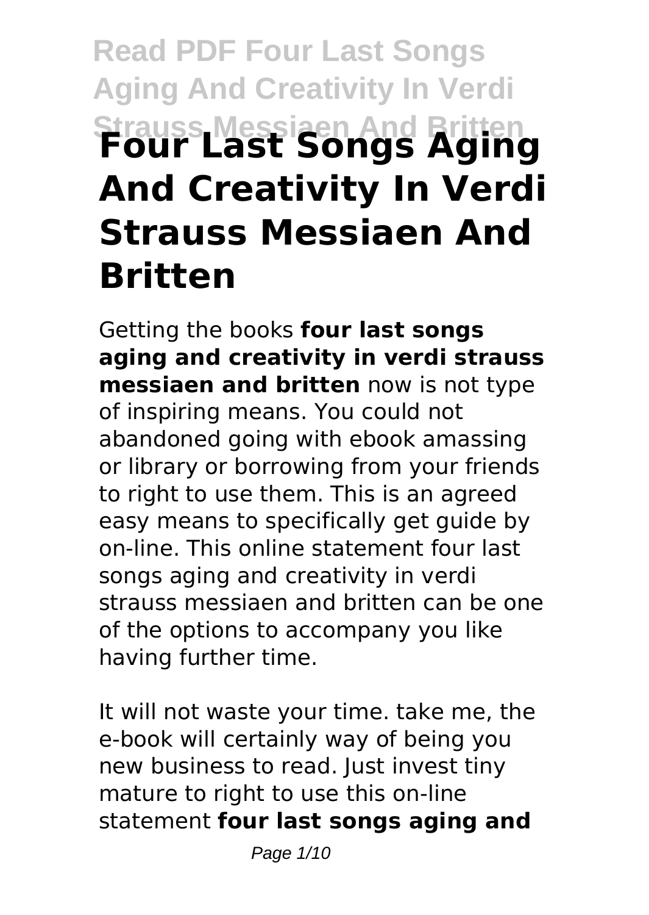# Read PDF Four Last Songs Aging And Creativity In Verdi Strauss Messiaen And Britten

# Four Last Songs Aging And Creativity In Verdi Strauss Messiaen And Britten

Getting the books **four last songs aging and creativity in verdi strauss messiaen and britten** now is not type of inspiring means. You could not abandoned going with ebook amassing or library or borrowing from your friends to right to use them. This is an agreed easy means to specifically get guide by on-line. This online statement four last songs aging and creativity in verdi strauss messiaen and britten can be one of the options to accompany you like having further time.

It will not waste your time. take me, the e-book will certainly way of being you new business to read. Just invest tiny mature to right to use this on-line statement **four last songs aging and**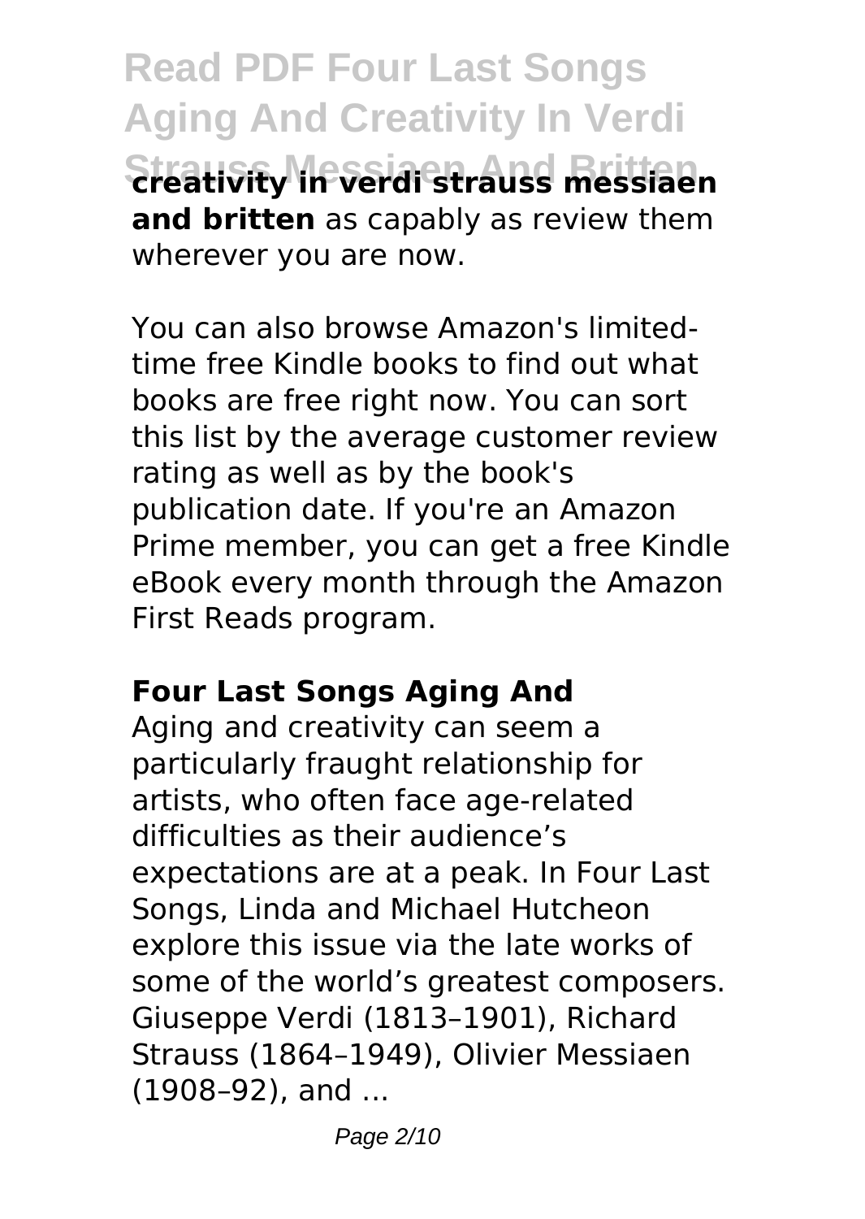**creativity in verdi strauss messiaen and britten** as capably as review them wherever you are now.

You can also browse Amazon's limited-time free Kindle books to find out what books are free right now. You can sort this list by the average customer review rating as well as by the book's publication date. If you're an Amazon Prime member, you can get a free Kindle eBook every month through the Amazon First Reads program.

### Four Last Songs Aging And

Aging and creativity can seem a particularly fraught relationship for artists, who often face age-related difficulties as their audience's expectations are at a peak. In Four Last Songs, Linda and Michael Hutcheon explore this issue via the late works of some of the world's greatest composers. Giuseppe Verdi (1813–1901), Richard Strauss (1864–1949), Olivier Messiaen (1908–92), and ...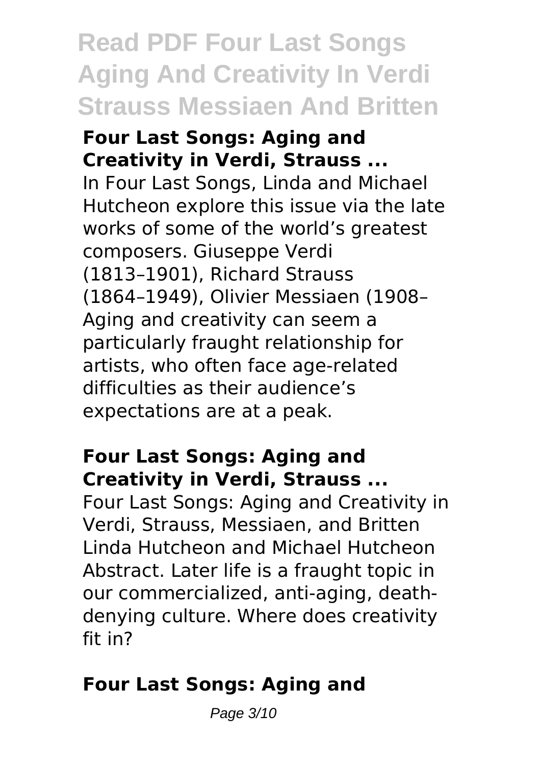**Four Last Songs: Aging and Creativity in Verdi, Strauss ...**

In Four Last Songs, Linda and Michael Hutcheon explore this issue via the late works of some of the world's greatest composers. Giuseppe Verdi (1813–1901), Richard Strauss (1864–1949), Olivier Messiaen (1908– Aging and creativity can seem a particularly fraught relationship for artists, who often face age-related difficulties as their audience's expectations are at a peak.

**Four Last Songs: Aging and Creativity in Verdi, Strauss ...**

Four Last Songs: Aging and Creativity in Verdi, Strauss, Messiaen, and Britten Linda Hutcheon and Michael Hutcheon Abstract. Later life is a fraught topic in our commercialized, anti-aging, death-denying culture. Where does creativity fit in?

**Four Last Songs: Aging and**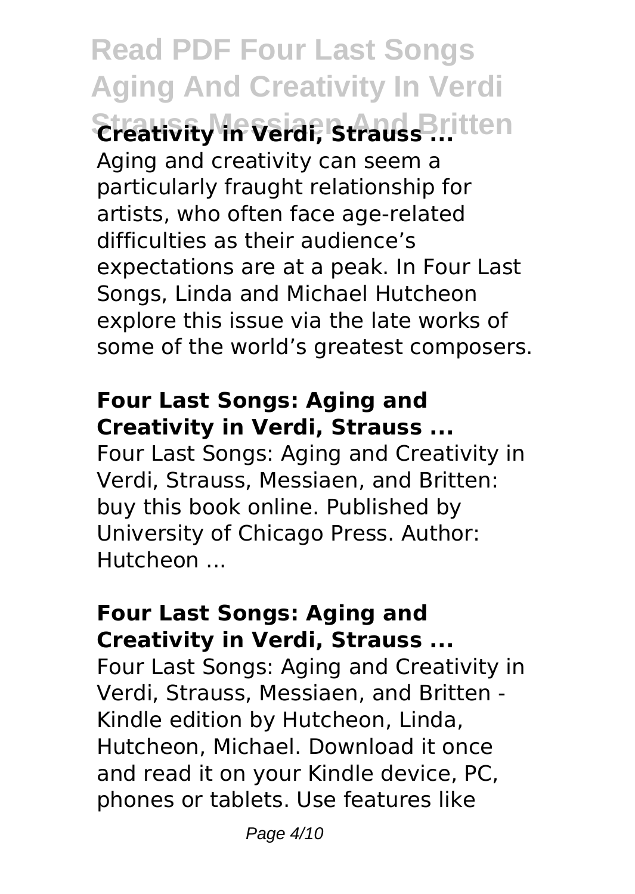## Creativity in Verdi, Strauss ...

Aging and creativity can seem a particularly fraught relationship for artists, who often face age-related difficulties as their audience's expectations are at a peak. In Four Last Songs, Linda and Michael Hutcheon explore this issue via the late works of some of the world's greatest composers.

### Four Last Songs: Aging and Creativity in Verdi, Strauss ...

Four Last Songs: Aging and Creativity in Verdi, Strauss, Messiaen, and Britten: buy this book online. Published by University of Chicago Press. Author: Hutcheon ...

### Four Last Songs: Aging and Creativity in Verdi, Strauss ...

Four Last Songs: Aging and Creativity in Verdi, Strauss, Messiaen, and Britten - Kindle edition by Hutcheon, Linda, Hutcheon, Michael. Download it once and read it on your Kindle device, PC, phones or tablets. Use features like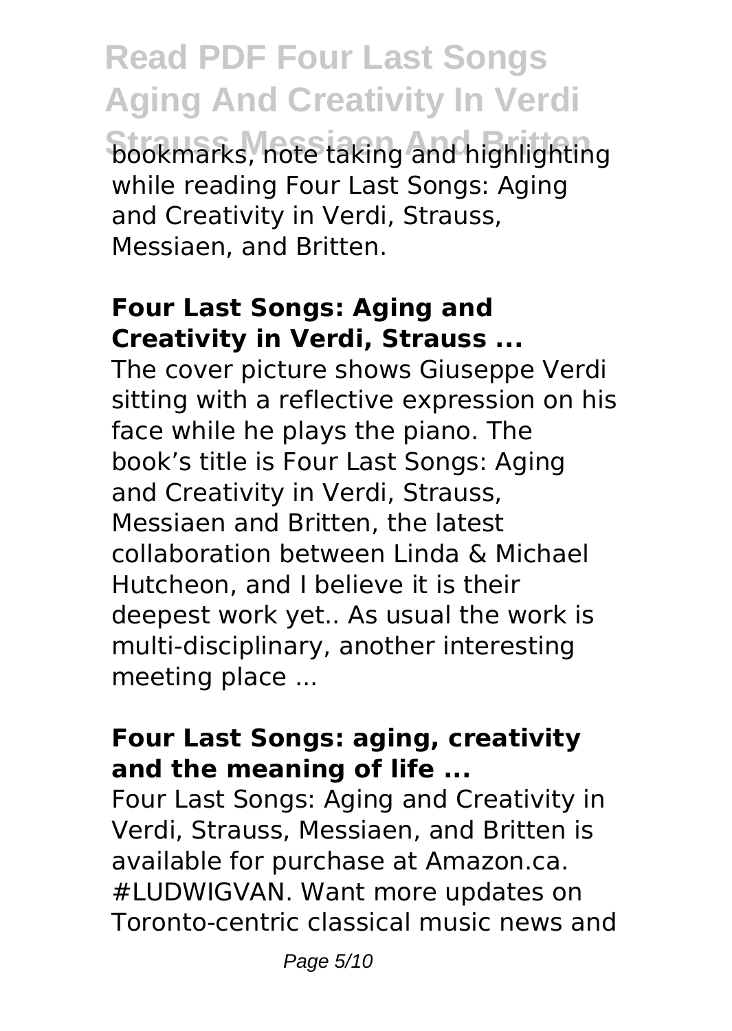bookmarks, note taking and highlighting while reading Four Last Songs: Aging and Creativity in Verdi, Strauss, Messiaen, and Britten.

### Four Last Songs: Aging and Creativity in Verdi, Strauss ...

The cover picture shows Giuseppe Verdi sitting with a reflective expression on his face while he plays the piano. The book's title is Four Last Songs: Aging and Creativity in Verdi, Strauss, Messiaen and Britten, the latest collaboration between Linda & Michael Hutcheon, and I believe it is their deepest work yet.. As usual the work is multi-disciplinary, another interesting meeting place ...

### Four Last Songs: aging, creativity and the meaning of life ...

Four Last Songs: Aging and Creativity in Verdi, Strauss, Messiaen, and Britten is available for purchase at Amazon.ca. #LUDWIGVAN. Want more updates on Toronto-centric classical music news and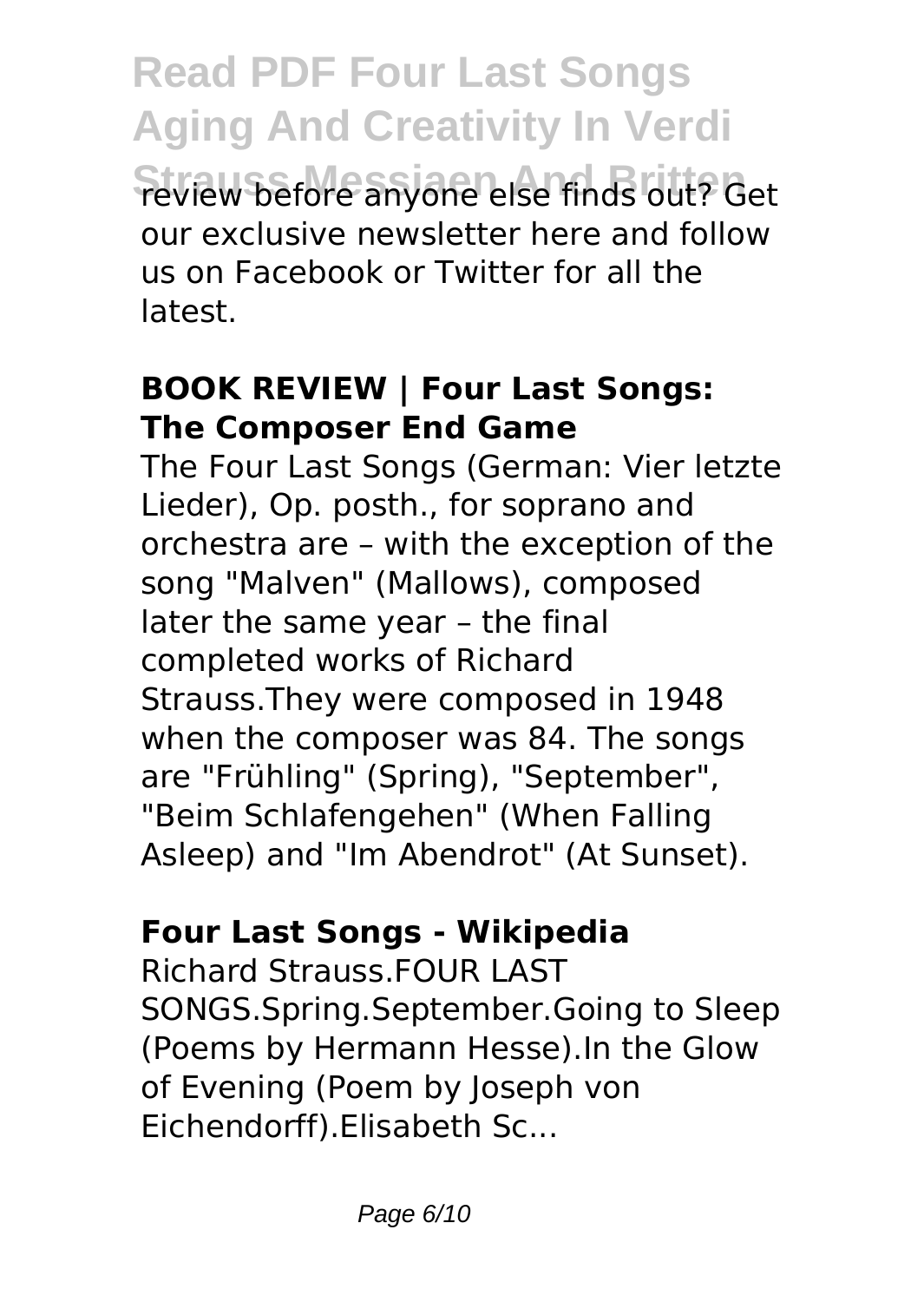review before anyone else finds out? Get our exclusive newsletter here and follow us on Facebook or Twitter for all the latest.

**BOOK REVIEW | Four Last Songs: The Composer End Game**

The Four Last Songs (German: Vier letzte Lieder), Op. posth., for soprano and orchestra are – with the exception of the song "Malven" (Mallows), composed later the same year – the final completed works of Richard Strauss.They were composed in 1948 when the composer was 84. The songs are "Frühling" (Spring), "September", "Beim Schlafengehen" (When Falling Asleep) and "Im Abendrot" (At Sunset).

**Four Last Songs - Wikipedia**

Richard Strauss.FOUR LAST SONGS.Spring.September.Going to Sleep (Poems by Hermann Hesse).In the Glow of Evening (Poem by Joseph von Eichendorff).Elisabeth Sc...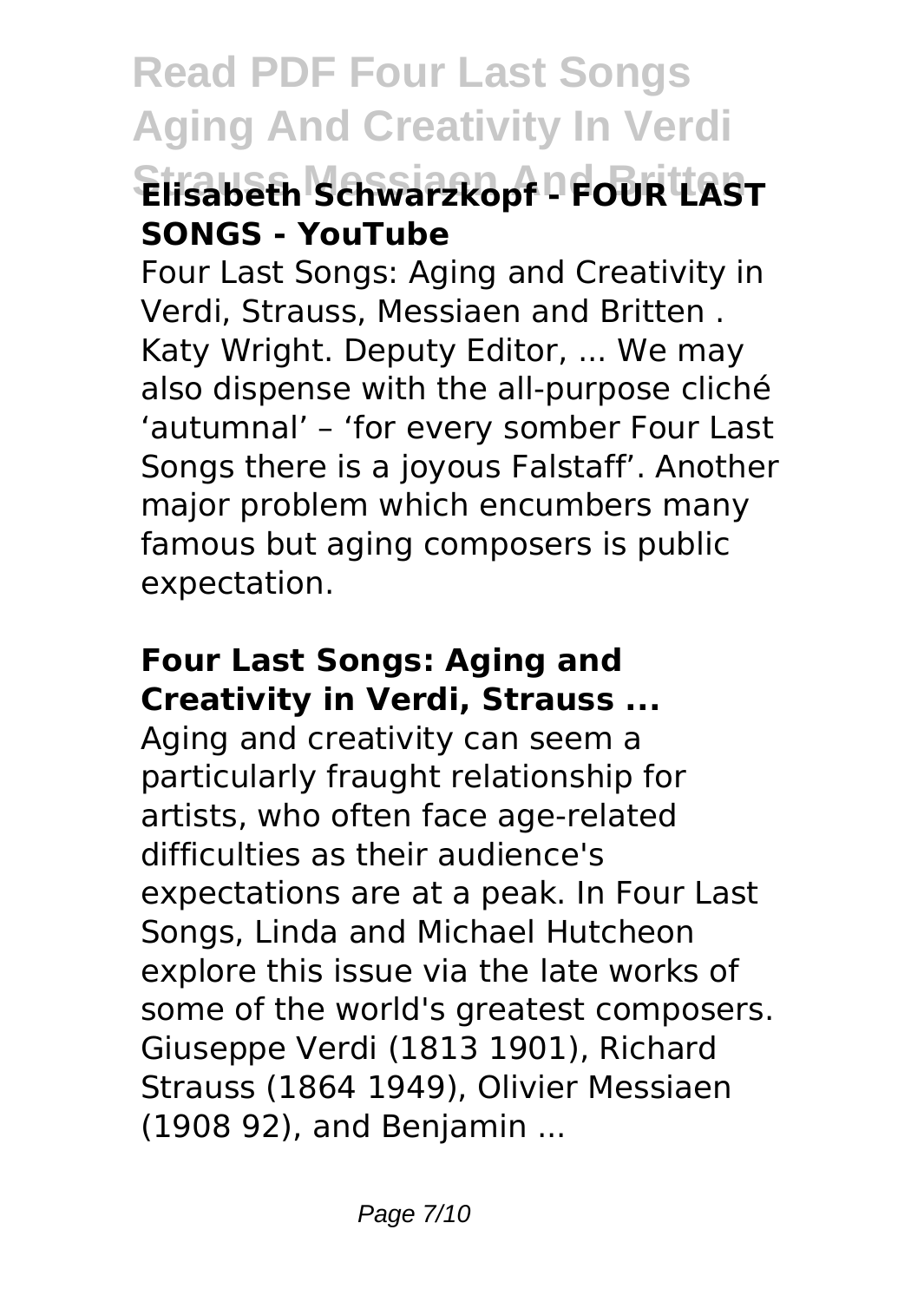### Elisabeth Schwarzkopf - FOUR LAST SONGS - YouTube

Four Last Songs: Aging and Creativity in Verdi, Strauss, Messiaen and Britten . Katy Wright. Deputy Editor, ... We may also dispense with the all-purpose cliché 'autumnal' – 'for every somber Four Last Songs there is a joyous Falstaff'. Another major problem which encumbers many famous but aging composers is public expectation.

### Four Last Songs: Aging and Creativity in Verdi, Strauss ...

Aging and creativity can seem a particularly fraught relationship for artists, who often face age-related difficulties as their audience's expectations are at a peak. In Four Last Songs, Linda and Michael Hutcheon explore this issue via the late works of some of the world's greatest composers. Giuseppe Verdi (1813 1901), Richard Strauss (1864 1949), Olivier Messiaen (1908 92), and Benjamin ...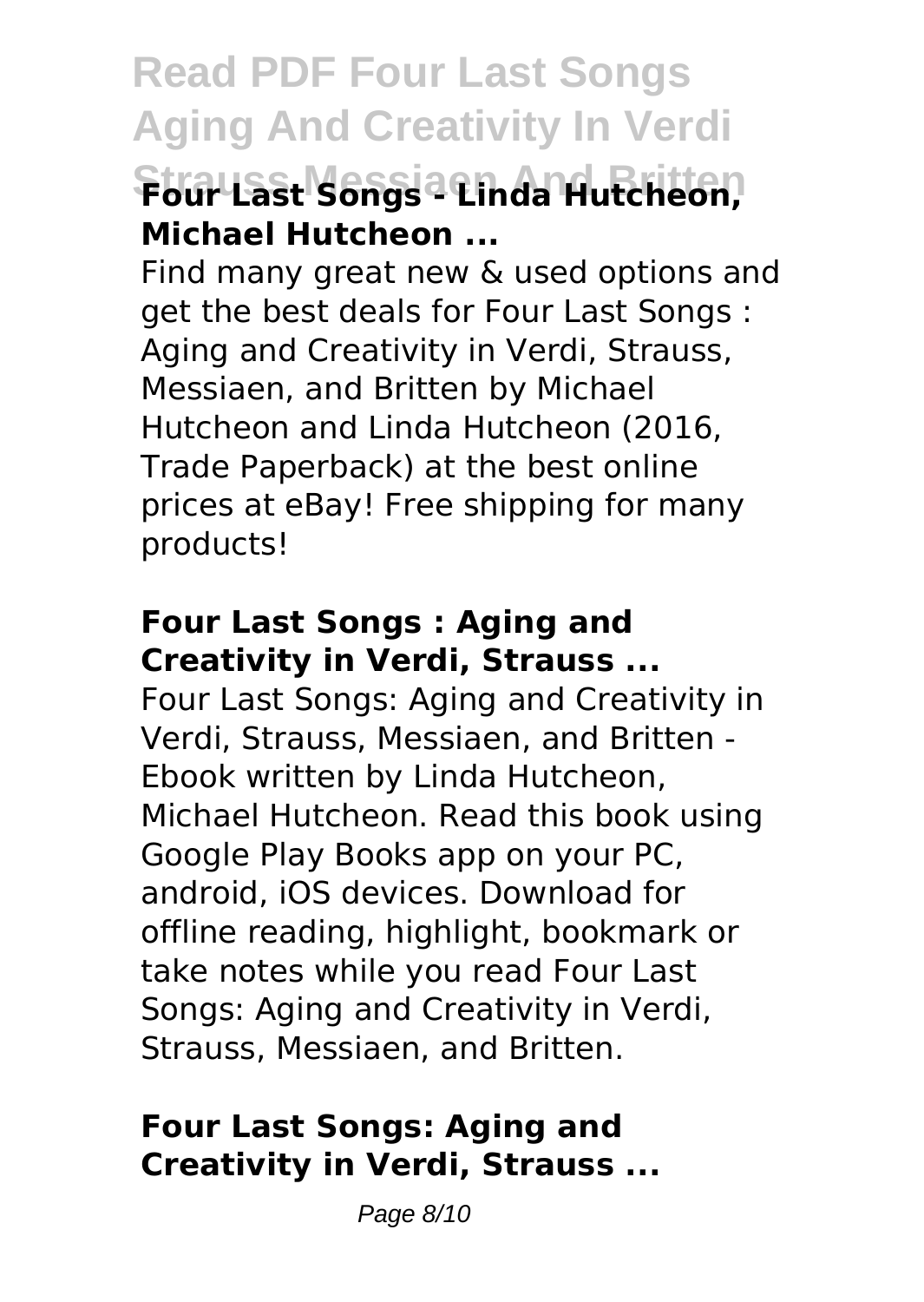### Four Last Songs - Linda Hutcheon, Michael Hutcheon ...

Find many great new & used options and get the best deals for Four Last Songs : Aging and Creativity in Verdi, Strauss, Messiaen, and Britten by Michael Hutcheon and Linda Hutcheon (2016, Trade Paperback) at the best online prices at eBay! Free shipping for many products!

### Four Last Songs : Aging and Creativity in Verdi, Strauss ...

Four Last Songs: Aging and Creativity in Verdi, Strauss, Messiaen, and Britten - Ebook written by Linda Hutcheon, Michael Hutcheon. Read this book using Google Play Books app on your PC, android, iOS devices. Download for offline reading, highlight, bookmark or take notes while you read Four Last Songs: Aging and Creativity in Verdi, Strauss, Messiaen, and Britten.

### Four Last Songs: Aging and Creativity in Verdi, Strauss ...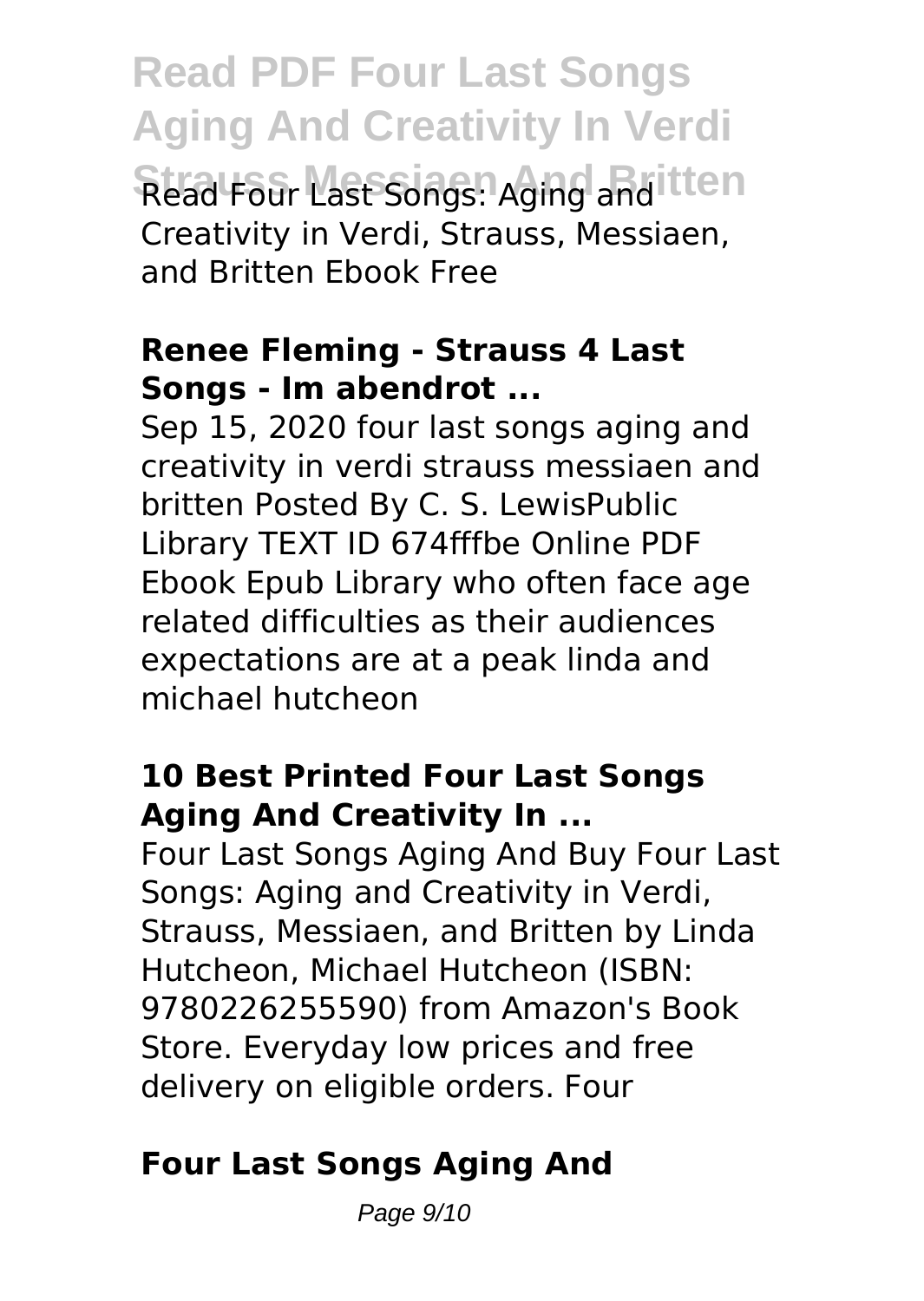Read Four Last Songs: Aging and Creativity in Verdi, Strauss, Messiaen, and Britten Ebook Free

### Renee Fleming - Strauss 4 Last Songs - Im abendrot ...

Sep 15, 2020 four last songs aging and creativity in verdi strauss messiaen and britten Posted By C. S. LewisPublic Library TEXT ID 674fffbe Online PDF Ebook Epub Library who often face age related difficulties as their audiences expectations are at a peak linda and michael hutcheon

### 10 Best Printed Four Last Songs Aging And Creativity In ...

Four Last Songs Aging And Buy Four Last Songs: Aging and Creativity in Verdi, Strauss, Messiaen, and Britten by Linda Hutcheon, Michael Hutcheon (ISBN: 9780226255590) from Amazon's Book Store. Everyday low prices and free delivery on eligible orders. Four

### Four Last Songs Aging And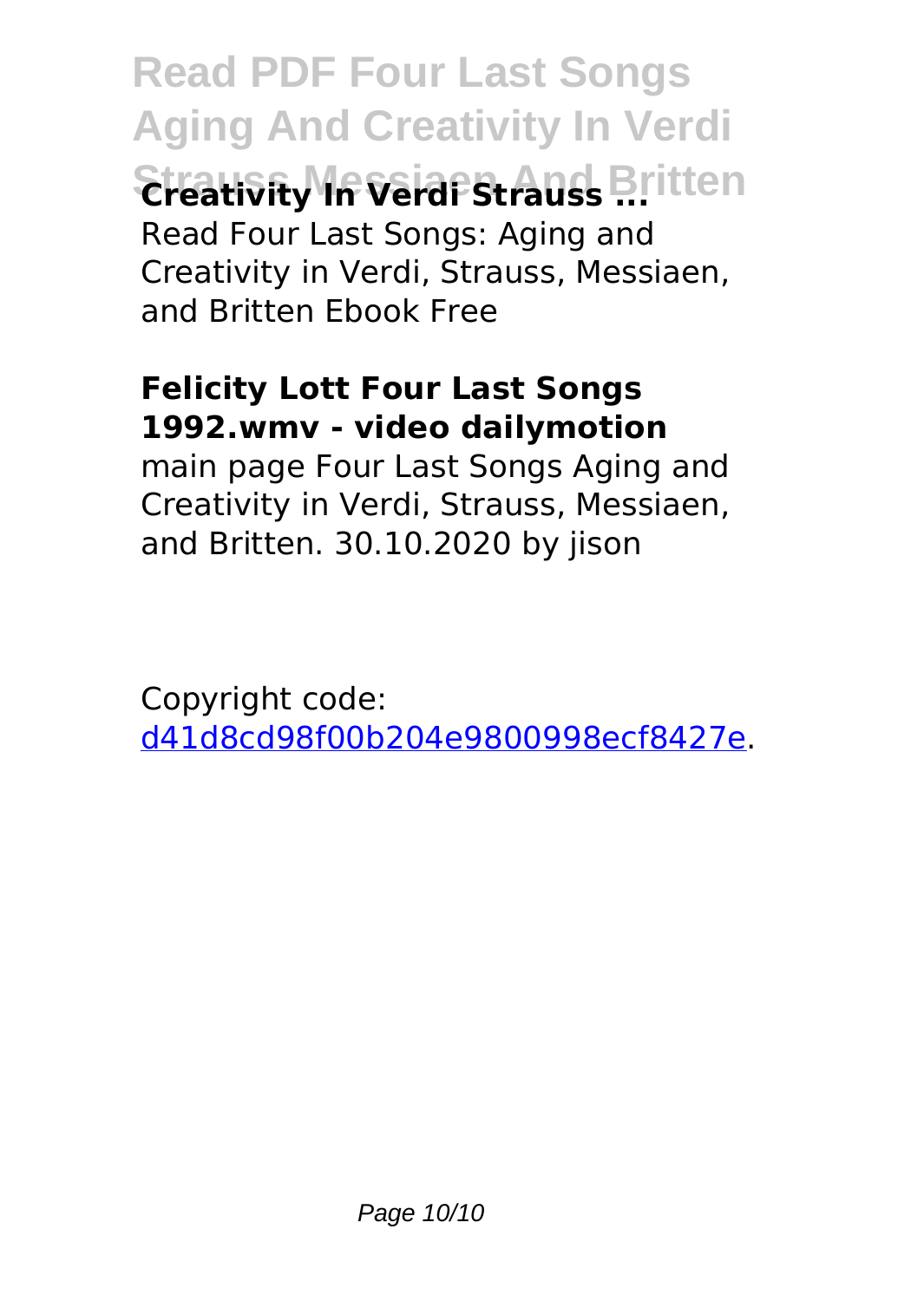**Creativity In Verdi Strauss ...**

Read Four Last Songs: Aging and Creativity in Verdi, Strauss, Messiaen, and Britten Ebook Free

**Felicity Lott Four Last Songs 1992.wmv - video dailymotion**

main page Four Last Songs Aging and Creativity in Verdi, Strauss, Messiaen, and Britten. 30.10.2020 by jison

Copyright code: d41d8cd98f00b204e9800998ecf8427e.